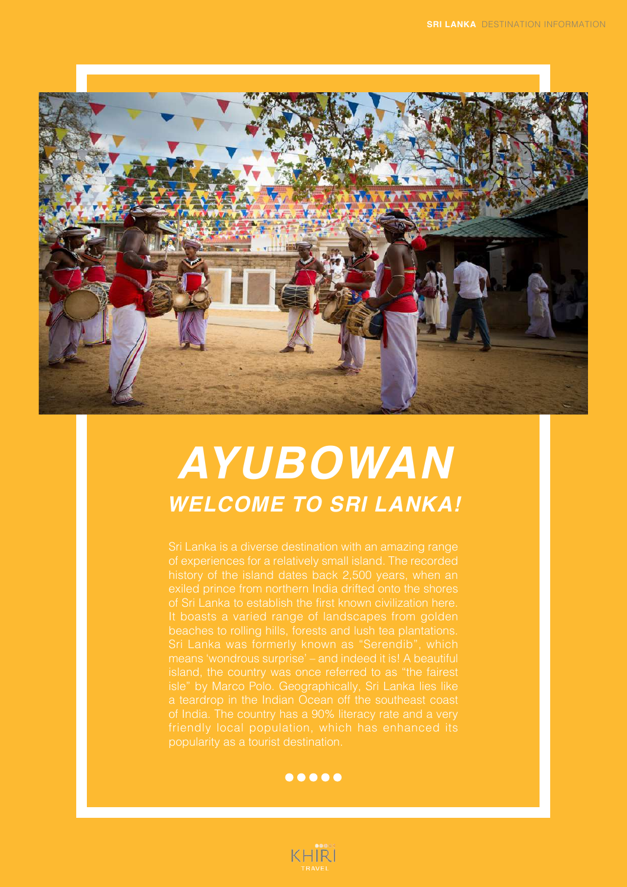# AYUBOWAN

## WELCOME TO SRI LANKA!

Sri Lanka is a diverse destination with an amazing range of experiences for a relatively small island. The recorded history of the island dates back 2,500 years, when an exiled prince from northern India drifted onto the shores of Sri Lanka to establish the first known civilization here. It boasts a varied range of landscapes from golden beaches to rolling hills, forests and lush tea plantations. Sri Lanka was formerly known as "Serendib", which means 'wondrous surprise' – and indeed it is! A beautiful island, the country was once referred to as "the fairest isle" by Marco Polo. Geographically, Sri Lanka lies like a teardrop in the Indian Ocean off the southeast coast of India. The country has a 90% literacy rate and a very friendly local population, which has enhanced its popularity as a tourist destination.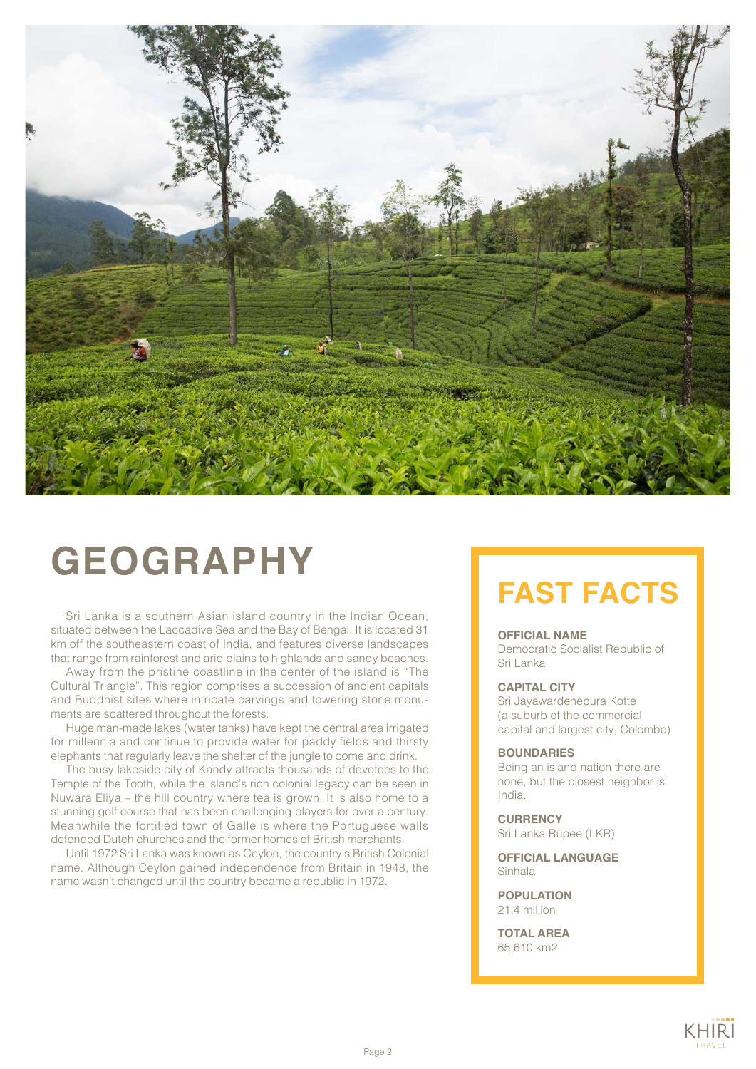# GEOGRAPHY

Sri Lanka is a southern Asian island country in the Indian Ocean, situated between the Laccadive Sea and the Bay of Bengal. It is located 31 km off the southeastern coast of India, and features diverse landscapes that range from rainforest and arid plains to highlands and sandy beaches.

Away from the pristine coastline in the center of the island is "The Cultural Triangle". This region comprises a succession of ancient capitals and Buddhist sites where intricate carvings and towering stone monuments are scattered throughout the forests.

Huge man-made lakes (water tanks) have kept the central area irrigated for millennia and continue to provide water for paddy fields and thirsty elephants that regularly leave the shelter of the jungle to come and drink.

The busy lakeside city of Kandy attracts thousands of devotees to the Temple of the Tooth, while the island's rich colonial legacy can be seen in Nuwara Eliya – the hill country where tea is grown. It is also home to a stunning golf course that has been challenging players for over a century. Meanwhile the fortified town of Galle is where the Portuguese walls defended Dutch churches and the former homes of British merchants.

Until 1972 Sri Lanka was known as Ceylon, the country's British Colonial name. Although Ceylon gained independence from Britain in 1948, the name wasn't changed until the country became a republic in 1972.

## FAST FACTS

**OFFICIAL NAME**
Democratic Socialist Republic of Sri Lanka

**CAPITAL CITY**
Sri Jayawardenepura Kotte (a suburb of the commercial capital and largest city, Colombo)

**BOUNDARIES**
Being an island nation there are none, but the closest neighbor is India.

**CURRENCY**
Sri Lanka Rupee (LKR)

**OFFICIAL LANGUAGE**
Sinhala

**POPULATION**
21.4 million

**TOTAL AREA**
65,610 km2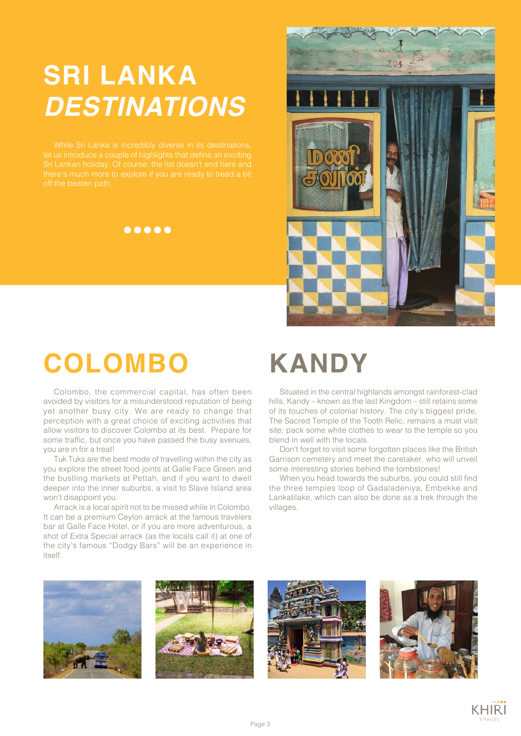# SRI LANKA *DESTINATIONS*

While Sri Lanka is incredibly diverse in its destinations, let us introduce a couple of highlights that define an exciting Sri Lankan holiday. Of course, the list doesn't end here and there's much more to explore if you are ready to tread a bit off the beaten path.

## COLOMBO

Colombo, the commercial capital, has often been avoided by visitors for a misunderstood reputation of being yet another busy city. We are ready to change that perception with a great choice of exciting activities that allow visitors to discover Colombo at its best. Prepare for some traffic, but once you have passed the busy avenues, you are in for a treat!

Tuk Tuks are the best mode of travelling within the city as you explore the street food joints at Galle Face Green and the bustling markets at Pettah, and if you want to dwell deeper into the inner suburbs, a visit to Slave Island area won't disappoint you.

Arrack is a local spirit not to be missed while in Colombo. It can be a premium Ceylon arrack at the famous travelers bar at Galle Face Hotel, or if you are more adventurous, a shot of Extra Special arrack (as the locals call it) at one of the city's famous "Dodgy Bars" will be an experience in itself.

## KANDY

Situated in the central highlands amongst rainforest-clad hills, Kandy – known as the last Kingdom – still retains some of its touches of colonial history. The city's biggest pride, The Sacred Temple of the Tooth Relic, remains a must visit site; pack some white clothes to wear to the temple so you blend in well with the locals.

Don't forget to visit some forgotten places like the British Garrison cemetery and meet the caretaker, who will unveil some interesting stories behind the tombstones!

When you head towards the suburbs, you could still find the three temples loop of Gadaladeniya, Embekke and Lankatilake, which can also be done as a trek through the villages.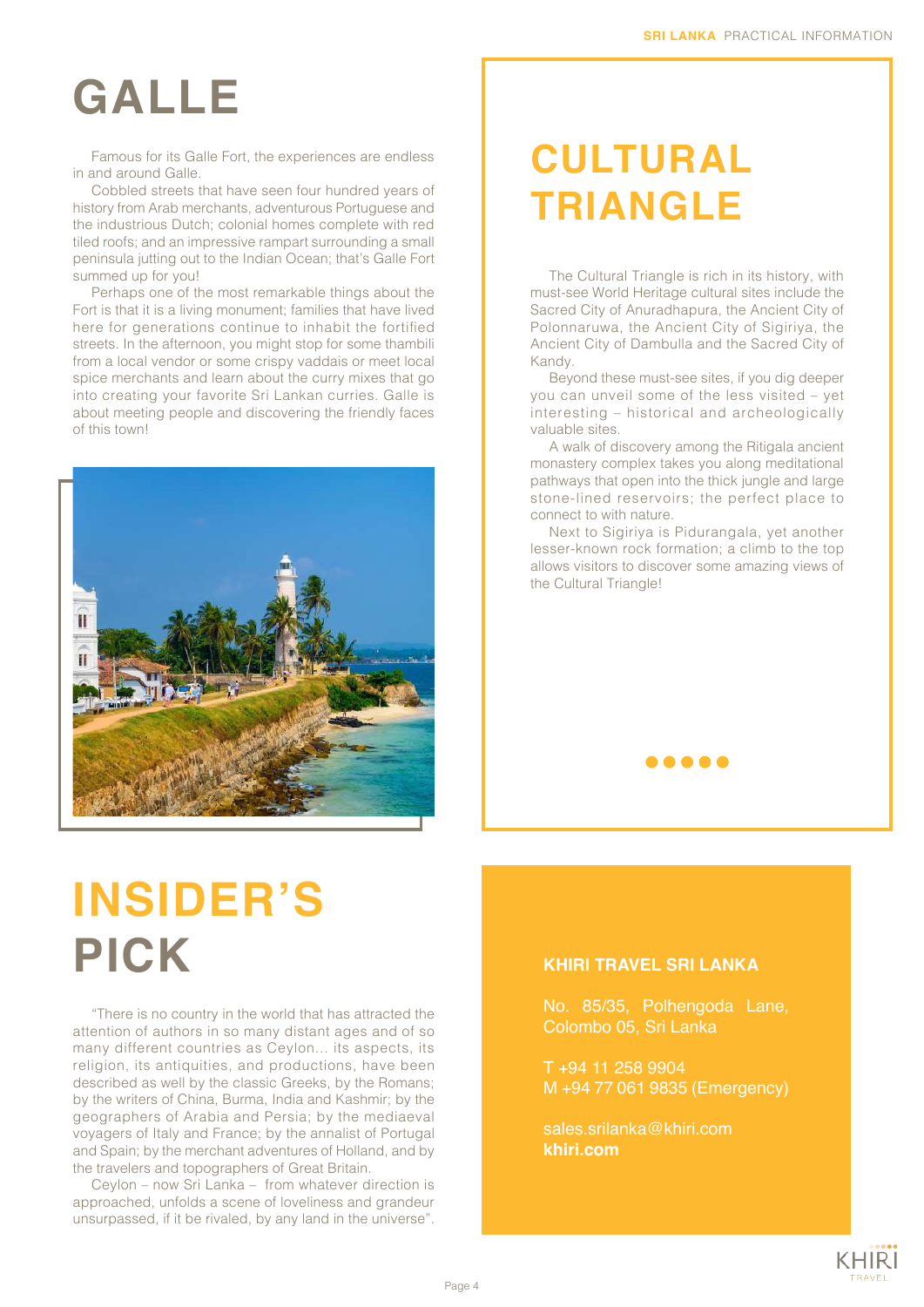# GALLE

Famous for its Galle Fort, the experiences are endless in and around Galle.

Cobbled streets that have seen four hundred years of history from Arab merchants, adventurous Portuguese and the industrious Dutch; colonial homes complete with red tiled roofs; and an impressive rampart surrounding a small peninsula jutting out to the Indian Ocean; that's Galle Fort summed up for you!

Perhaps one of the most remarkable things about the Fort is that it is a living monument; families that have lived here for generations continue to inhabit the fortified streets. In the afternoon, you might stop for some thambili from a local vendor or some crispy vaddais or meet local spice merchants and learn about the curry mixes that go into creating your favorite Sri Lankan curries. Galle is about meeting people and discovering the friendly faces of this town!

# CULTURAL TRIANGLE

The Cultural Triangle is rich in its history, with must-see World Heritage cultural sites include the Sacred City of Anuradhapura, the Ancient City of Polonnaruwa, the Ancient City of Sigiriya, the Ancient City of Dambulla and the Sacred City of Kandy.

Beyond these must-see sites, if you dig deeper you can unveil some of the less visited – yet interesting – historical and archeologically valuable sites.

A walk of discovery among the Ritigala ancient monastery complex takes you along meditational pathways that open into the thick jungle and large stone-lined reservoirs; the perfect place to connect to with nature.

Next to Sigiriya is Pidurangala, yet another lesser-known rock formation; a climb to the top allows visitors to discover some amazing views of the Cultural Triangle!

# INSIDER'S PICK

"There is no country in the world that has attracted the attention of authors in so many distant ages and of so many different countries as Ceylon... its aspects, its religion, its antiquities, and productions, have been described as well by the classic Greeks, by the Romans; by the writers of China, Burma, India and Kashmir; by the geographers of Arabia and Persia; by the mediaeval voyagers of Italy and France; by the annalist of Portugal and Spain; by the merchant adventures of Holland, and by the travelers and topographers of Great Britain.

Ceylon – now Sri Lanka – from whatever direction is approached, unfolds a scene of loveliness and grandeur unsurpassed, if it be rivaled, by any land in the universe".

**KHIRI TRAVEL SRI LANKA**

No. 85/35, Polhengoda Lane, Colombo 05, Sri Lanka

T +94 11 258 9904
M +94 77 061 9835 (Emergency)

sales.srilanka@khiri.com
**khiri.com**